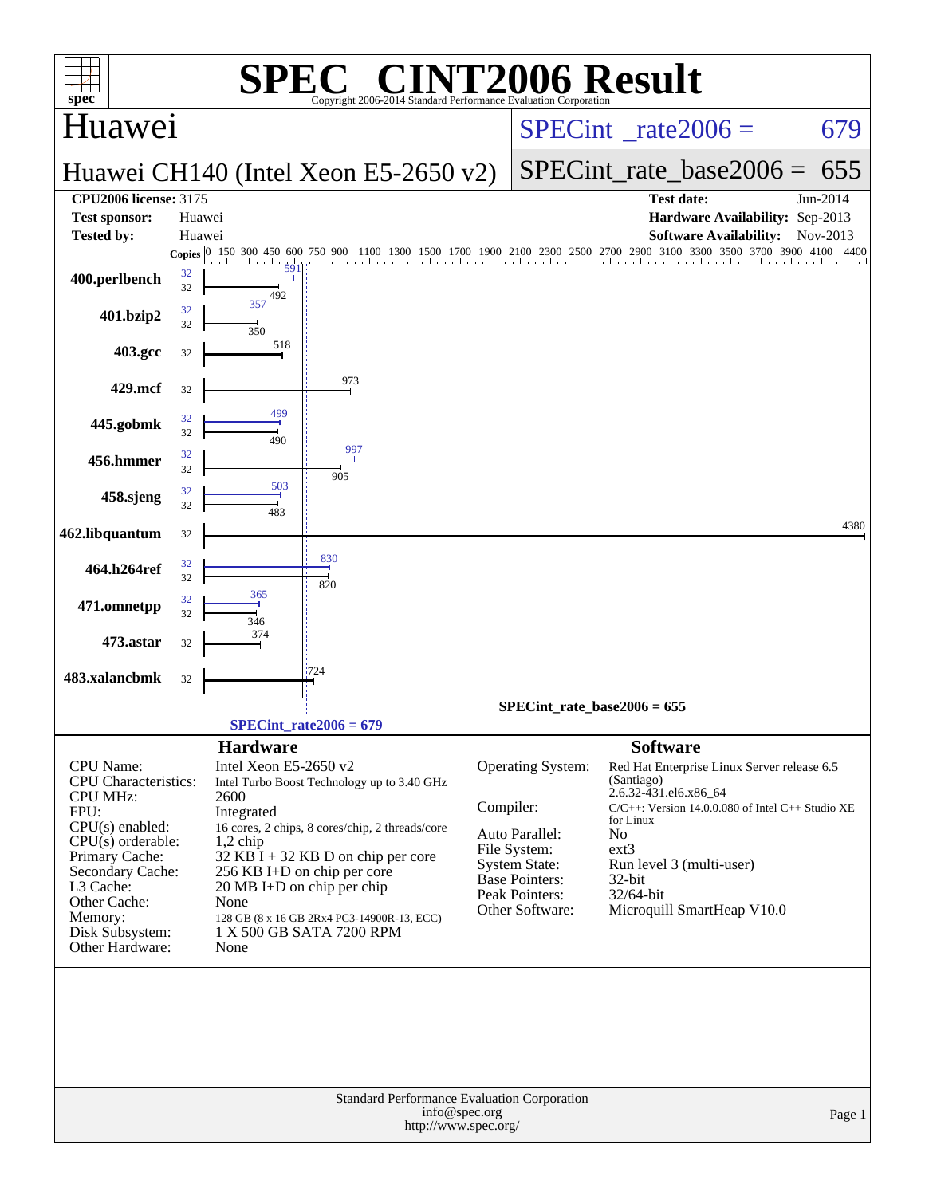# SPEC® CINT2006 Result

Copyright 2006-2014 Standard Performance Evaluation Corporation

## Huawei

**Huawei CH140 (Intel Xeon E5-2650 v2)**

SPECint_rate2006 = 679

SPECint_rate_base2006 = 655

| | | | |
|---|---|---|---|
| **CPU2006 license:** 3175 | | **Test date:** | Jun-2014 |
| **Test sponsor:** | Huawei | **Hardware Availability:** | Sep-2013 |
| **Tested by:** | Huawei | **Software Availability:** | Nov-2013 |

| Benchmark | Copies (peak) | Peak | Copies (base) | Base |
|---|---|---|---|---|
| 400.perlbench | 32 | 591 | 32 | 492 |
| 401.bzip2 | 32 | 357 | 32 | 350 |
| 403.gcc | | | 32 | 518 |
| 429.mcf | | | 32 | 973 |
| 445.gobmk | 32 | 499 | 32 | 490 |
| 456.hmmer | 32 | 997 | 32 | 905 |
| 458.sjeng | 32 | 503 | 32 | 483 |
| 462.libquantum | | | 32 | 4380 |
| 464.h264ref | 32 | 830 | 32 | 820 |
| 471.omnetpp | 32 | 365 | 32 | 346 |
| 473.astar | | | 32 | 374 |
| 483.xalancbmk | | | 32 | 724 |

SPECint_rate_base2006 = 655

SPECint_rate2006 = 679

### Hardware

| | |
|---|---|
| CPU Name: | Intel Xeon E5-2650 v2 |
| CPU Characteristics: | Intel Turbo Boost Technology up to 3.40 GHz |
| CPU MHz: | 2600 |
| FPU: | Integrated |
| CPU(s) enabled: | 16 cores, 2 chips, 8 cores/chip, 2 threads/core |
| CPU(s) orderable: | 1,2 chip |
| Primary Cache: | 32 KB I + 32 KB D on chip per core |
| Secondary Cache: | 256 KB I+D on chip per core |
| L3 Cache: | 20 MB I+D on chip per chip |
| Other Cache: | None |
| Memory: | 128 GB (8 x 16 GB 2Rx4 PC3-14900R-13, ECC) |
| Disk Subsystem: | 1 X 500 GB SATA 7200 RPM |
| Other Hardware: | None |

### Software

| | |
|---|---|
| Operating System: | Red Hat Enterprise Linux Server release 6.5 (Santiago) 2.6.32-431.el6.x86_64 |
| Compiler: | C/C++: Version 14.0.0.080 of Intel C++ Studio XE for Linux |
| Auto Parallel: | No |
| File System: | ext3 |
| System State: | Run level 3 (multi-user) |
| Base Pointers: | 32-bit |
| Peak Pointers: | 32/64-bit |
| Other Software: | Microquill SmartHeap V10.0 |

Standard Performance Evaluation Corporation
info@spec.org
http://www.spec.org/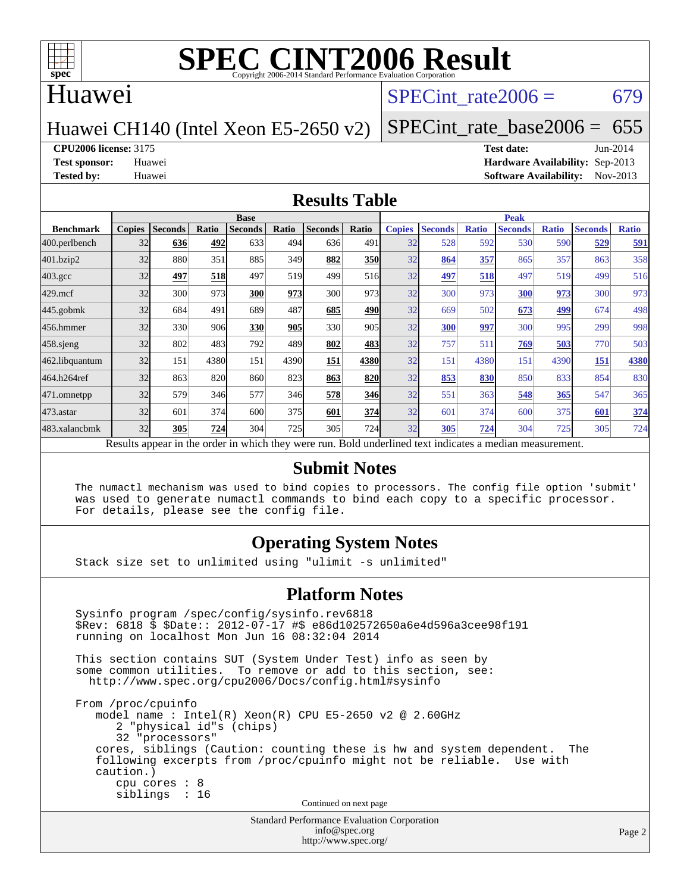# SPEC CINT2006 Result

Copyright 2006-2014 Standard Performance Evaluation Corporation

## Huawei

Huawei CH140 (Intel Xeon E5-2650 v2)

SPECint_rate2006 = 679

SPECint_rate_base2006 = 655

**CPU2006 license:** 3175
**Test sponsor:** Huawei
**Tested by:** Huawei

**Test date:** Jun-2014
**Hardware Availability:** Sep-2013
**Software Availability:** Nov-2013

## Results Table

| Benchmark | Base | | | | | | | Peak | | | | | | |
|---|---|---|---|---|---|---|---|---|---|---|---|---|---|---|
| | Copies | Seconds | Ratio | Seconds | Ratio | Seconds | Ratio | Copies | Seconds | Ratio | Seconds | Ratio | Seconds | Ratio |
| 400.perlbench | 32 | **636** | **492** | 633 | 494 | 636 | 491 | 32 | 528 | 592 | 530 | 590 | **529** | **591** |
| 401.bzip2 | 32 | 880 | 351 | 885 | 349 | **882** | **350** | 32 | **864** | **357** | 865 | 357 | 863 | 358 |
| 403.gcc | 32 | **497** | **518** | 497 | 519 | 499 | 516 | 32 | **497** | **518** | 497 | 519 | 499 | 516 |
| 429.mcf | 32 | 300 | 973 | **300** | **973** | 300 | 973 | 32 | 300 | 973 | **300** | **973** | 300 | 973 |
| 445.gobmk | 32 | 684 | 491 | 689 | 487 | **685** | **490** | 32 | 669 | 502 | **673** | **499** | 674 | 498 |
| 456.hmmer | 32 | 330 | 906 | **330** | **905** | 330 | 905 | 32 | **300** | **997** | 300 | 995 | 299 | 998 |
| 458.sjeng | 32 | 802 | 483 | 792 | 489 | **802** | **483** | 32 | 757 | 511 | **769** | **503** | 770 | 503 |
| 462.libquantum | 32 | 151 | 4380 | 151 | 4390 | **151** | **4380** | 32 | 151 | 4380 | 151 | 4390 | **151** | **4380** |
| 464.h264ref | 32 | 863 | 820 | 860 | 823 | **863** | **820** | 32 | **853** | **830** | 850 | 833 | 854 | 830 |
| 471.omnetpp | 32 | 579 | 346 | 577 | 346 | **578** | **346** | 32 | 551 | 363 | **548** | **365** | 547 | 365 |
| 473.astar | 32 | 601 | 374 | 600 | 375 | **601** | **374** | 32 | 601 | 374 | 600 | 375 | **601** | **374** |
| 483.xalancbmk | 32 | **305** | **724** | 304 | 725 | 305 | 724 | 32 | **305** | **724** | 304 | 725 | 305 | 724 |

Results appear in the order in which they were run. Bold underlined text indicates a median measurement.

## Submit Notes

```
The numactl mechanism was used to bind copies to processors. The config file option 'submit'
was used to generate numactl commands to bind each copy to a specific processor.
For details, please see the config file.
```

## Operating System Notes

```
Stack size set to unlimited using "ulimit -s unlimited"
```

## Platform Notes

```
Sysinfo program /spec/config/sysinfo.rev6818
$Rev: 6818 $ $Date:: 2012-07-17 #$ e86d102572650a6e4d596a3cee98f191
running on localhost Mon Jun 16 08:32:04 2014

This section contains SUT (System Under Test) info as seen by
some common utilities.  To remove or add to this section, see:
  http://www.spec.org/cpu2006/Docs/config.html#sysinfo

From /proc/cpuinfo
   model name : Intel(R) Xeon(R) CPU E5-2650 v2 @ 2.60GHz
      2 "physical id"s (chips)
      32 "processors"
   cores, siblings (Caution: counting these is hw and system dependent.  The
   following excerpts from /proc/cpuinfo might not be reliable.  Use with
   caution.)
      cpu cores : 8
      siblings  : 16
```

Continued on next page

Standard Performance Evaluation Corporation
info@spec.org
http://www.spec.org/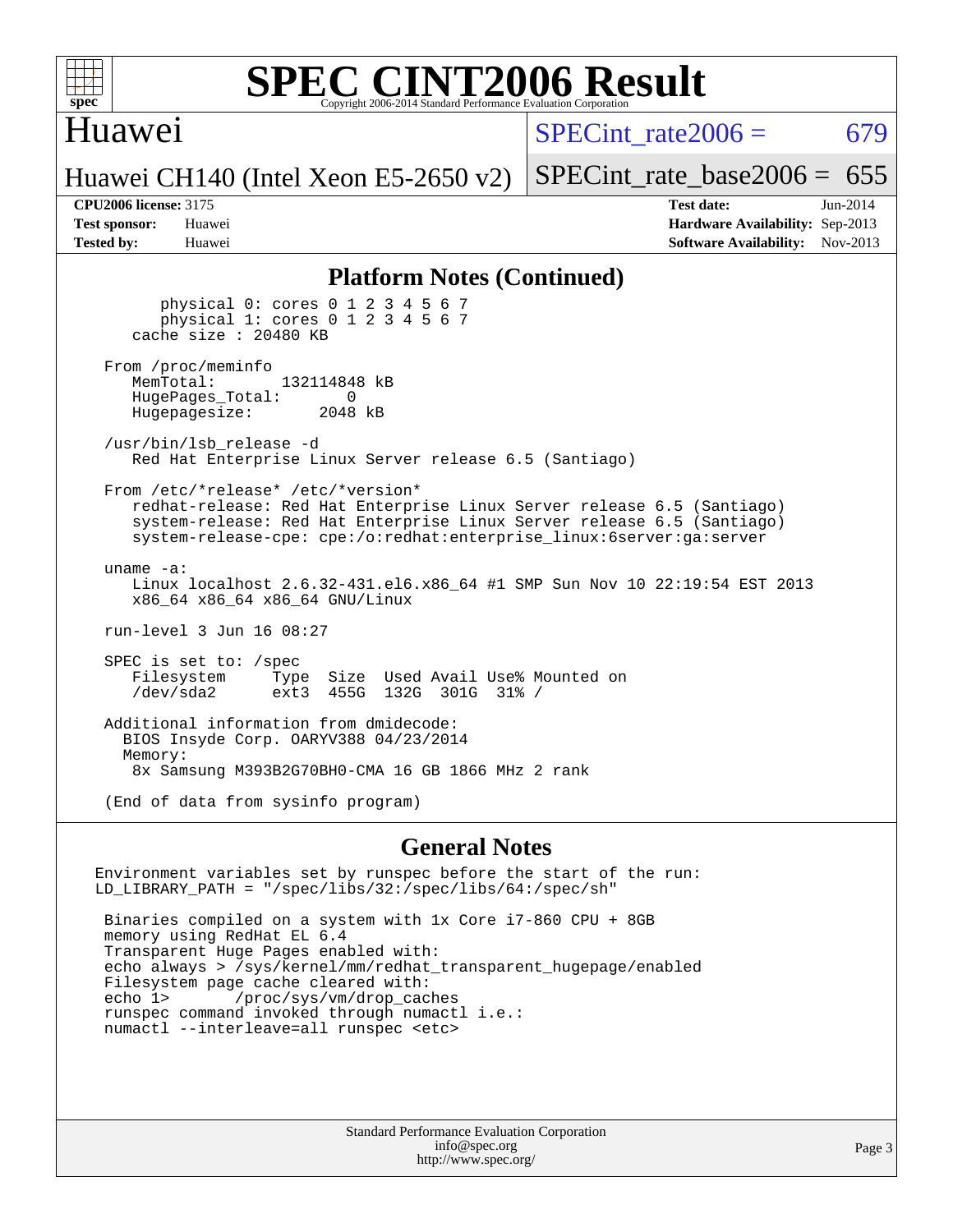# SPEC CINT2006 Result

Copyright 2006-2014 Standard Performance Evaluation Corporation

## Huawei

Huawei CH140 (Intel Xeon E5-2650 v2)

SPECint_rate2006 = 679

SPECint_rate_base2006 = 655

**CPU2006 license:** 3175
**Test sponsor:** Huawei
**Tested by:** Huawei

**Test date:** Jun-2014
**Hardware Availability:** Sep-2013
**Software Availability:** Nov-2013

## Platform Notes (Continued)

```
        physical 0: cores 0 1 2 3 4 5 6 7
        physical 1: cores 0 1 2 3 4 5 6 7
     cache size : 20480 KB

  From /proc/meminfo
     MemTotal:       132114848 kB
     HugePages_Total:       0
     Hugepagesize:       2048 kB

  /usr/bin/lsb_release -d
     Red Hat Enterprise Linux Server release 6.5 (Santiago)

  From /etc/*release* /etc/*version*
     redhat-release: Red Hat Enterprise Linux Server release 6.5 (Santiago)
     system-release: Red Hat Enterprise Linux Server release 6.5 (Santiago)
     system-release-cpe: cpe:/o:redhat:enterprise_linux:6server:ga:server

  uname -a:
     Linux localhost 2.6.32-431.el6.x86_64 #1 SMP Sun Nov 10 22:19:54 EST 2013
     x86_64 x86_64 x86_64 GNU/Linux

  run-level 3 Jun 16 08:27

  SPEC is set to: /spec
     Filesystem     Type  Size  Used Avail Use% Mounted on
     /dev/sda2      ext3  455G  132G  301G  31% /

  Additional information from dmidecode:
    BIOS Insyde Corp. OARYV388 04/23/2014
    Memory:
     8x Samsung M393B2G70BH0-CMA 16 GB 1866 MHz 2 rank

  (End of data from sysinfo program)
```

## General Notes

```
Environment variables set by runspec before the start of the run:
LD_LIBRARY_PATH = "/spec/libs/32:/spec/libs/64:/spec/sh"

 Binaries compiled on a system with 1x Core i7-860 CPU + 8GB
 memory using RedHat EL 6.4
 Transparent Huge Pages enabled with:
 echo always > /sys/kernel/mm/redhat_transparent_hugepage/enabled
 Filesystem page cache cleared with:
 echo 1>       /proc/sys/vm/drop_caches
 runspec command invoked through numactl i.e.:
 numactl --interleave=all runspec <etc>
```

Standard Performance Evaluation Corporation
info@spec.org
http://www.spec.org/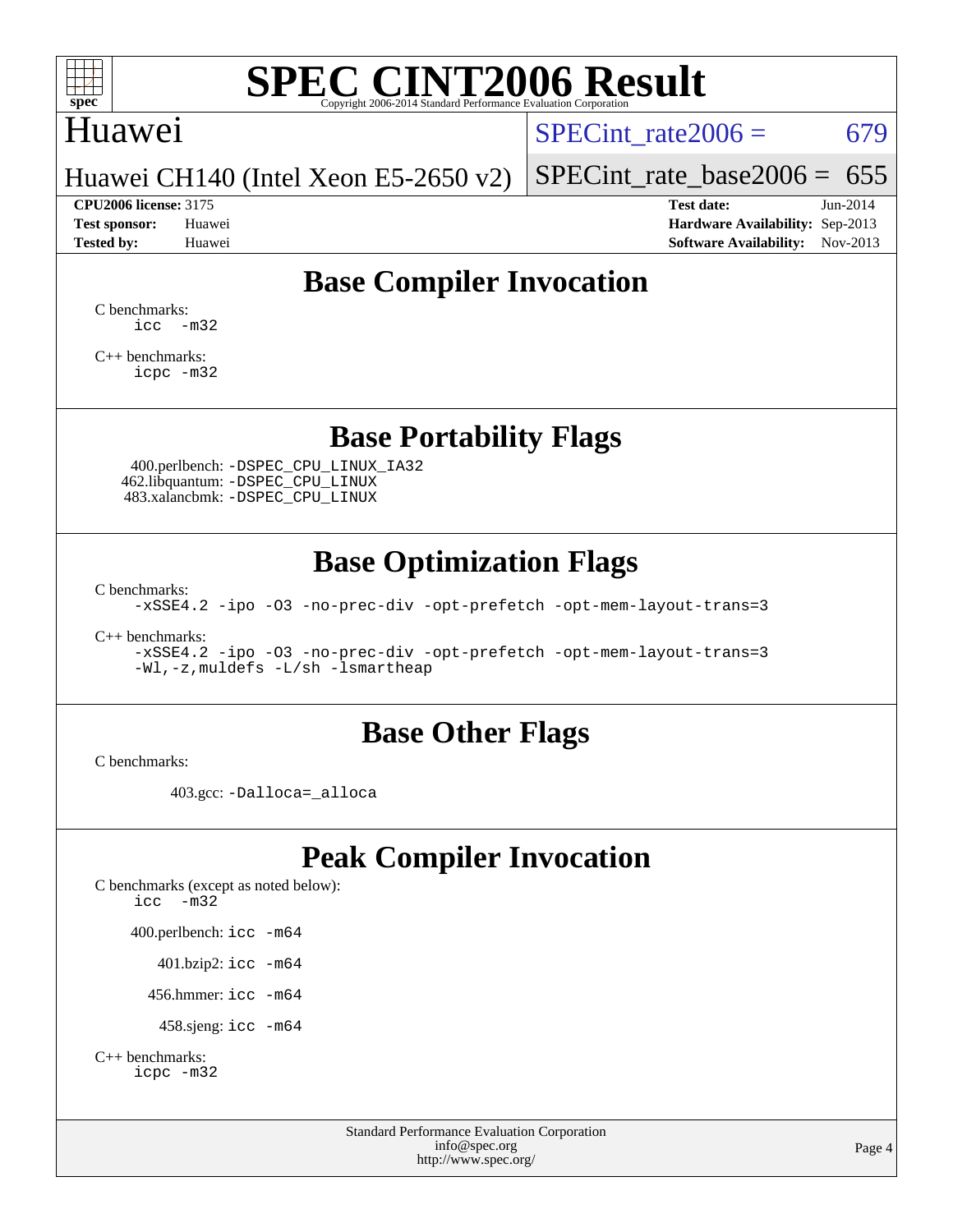# SPEC CINT2006 Result

Copyright 2006-2014 Standard Performance Evaluation Corporation

Huawei

Huawei CH140 (Intel Xeon E5-2650 v2)

SPECint_rate2006 = 679

SPECint_rate_base2006 = 655

**CPU2006 license:** 3175
**Test sponsor:** Huawei
**Tested by:** Huawei

**Test date:** Jun-2014
**Hardware Availability:** Sep-2013
**Software Availability:** Nov-2013

## Base Compiler Invocation

C benchmarks:
```
icc -m32
```

C++ benchmarks:
```
icpc -m32
```

## Base Portability Flags

400.perlbench: `-DSPEC_CPU_LINUX_IA32`
462.libquantum: `-DSPEC_CPU_LINUX`
483.xalancbmk: `-DSPEC_CPU_LINUX`

## Base Optimization Flags

C benchmarks:
```
-xSSE4.2 -ipo -O3 -no-prec-div -opt-prefetch -opt-mem-layout-trans=3
```

C++ benchmarks:
```
-xSSE4.2 -ipo -O3 -no-prec-div -opt-prefetch -opt-mem-layout-trans=3
-Wl,-z,muldefs -L/sh -lsmartheap
```

## Base Other Flags

C benchmarks:

403.gcc: `-Dalloca=_alloca`

## Peak Compiler Invocation

C benchmarks (except as noted below):
```
icc -m32
```

400.perlbench: `icc -m64`

401.bzip2: `icc -m64`

456.hmmer: `icc -m64`

458.sjeng: `icc -m64`

C++ benchmarks:
```
icpc -m32
```

Standard Performance Evaluation Corporation
info@spec.org
http://www.spec.org/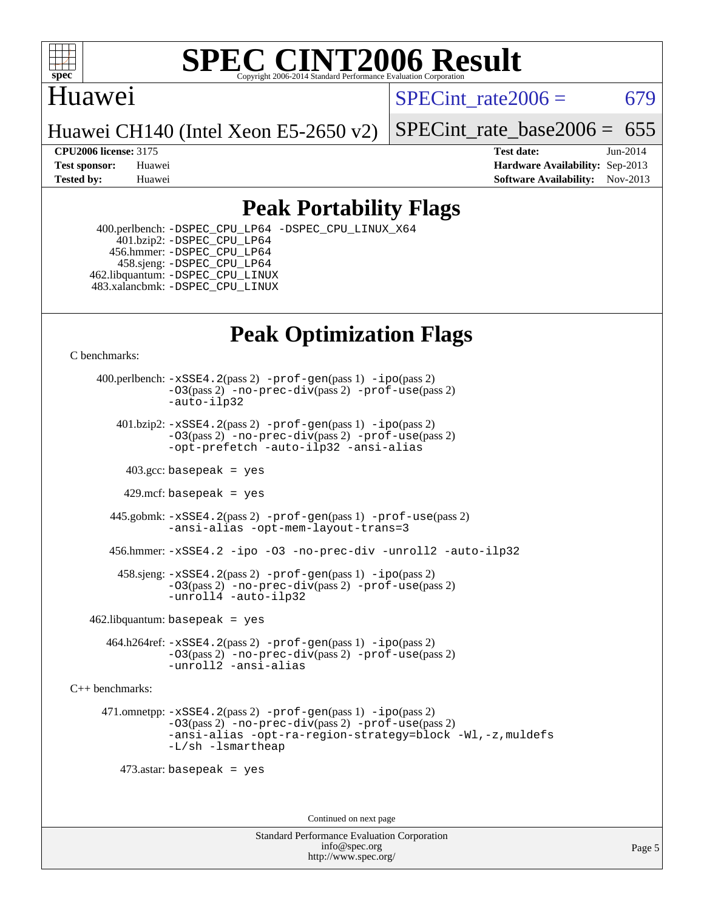# SPEC CINT2006 Result

Copyright 2006-2014 Standard Performance Evaluation Corporation

**Huawei**

**Huawei CH140 (Intel Xeon E5-2650 v2)**

SPECint_rate2006 = 679

SPECint_rate_base2006 = 655

| | | | |
|---|---|---|---|
| **CPU2006 license:** 3175 | | **Test date:** | Jun-2014 |
| **Test sponsor:** | Huawei | **Hardware Availability:** | Sep-2013 |
| **Tested by:** | Huawei | **Software Availability:** | Nov-2013 |

## Peak Portability Flags

400.perlbench: -DSPEC_CPU_LP64 -DSPEC_CPU_LINUX_X64
401.bzip2: -DSPEC_CPU_LP64
456.hmmer: -DSPEC_CPU_LP64
458.sjeng: -DSPEC_CPU_LP64
462.libquantum: -DSPEC_CPU_LINUX
483.xalancbmk: -DSPEC_CPU_LINUX

## Peak Optimization Flags

C benchmarks:

400.perlbench: -xSSE4.2(pass 2) -prof-gen(pass 1) -ipo(pass 2) -O3(pass 2) -no-prec-div(pass 2) -prof-use(pass 2) -auto-ilp32

401.bzip2: -xSSE4.2(pass 2) -prof-gen(pass 1) -ipo(pass 2) -O3(pass 2) -no-prec-div(pass 2) -prof-use(pass 2) -opt-prefetch -auto-ilp32 -ansi-alias

403.gcc: basepeak = yes

429.mcf: basepeak = yes

445.gobmk: -xSSE4.2(pass 2) -prof-gen(pass 1) -prof-use(pass 2) -ansi-alias -opt-mem-layout-trans=3

456.hmmer: -xSSE4.2 -ipo -O3 -no-prec-div -unroll2 -auto-ilp32

458.sjeng: -xSSE4.2(pass 2) -prof-gen(pass 1) -ipo(pass 2) -O3(pass 2) -no-prec-div(pass 2) -prof-use(pass 2) -unroll4 -auto-ilp32

462.libquantum: basepeak = yes

464.h264ref: -xSSE4.2(pass 2) -prof-gen(pass 1) -ipo(pass 2) -O3(pass 2) -no-prec-div(pass 2) -prof-use(pass 2) -unroll2 -ansi-alias

C++ benchmarks:

471.omnetpp: -xSSE4.2(pass 2) -prof-gen(pass 1) -ipo(pass 2) -O3(pass 2) -no-prec-div(pass 2) -prof-use(pass 2) -ansi-alias -opt-ra-region-strategy=block -Wl,-z,muldefs -L/sh -lsmartheap

473.astar: basepeak = yes

Continued on next page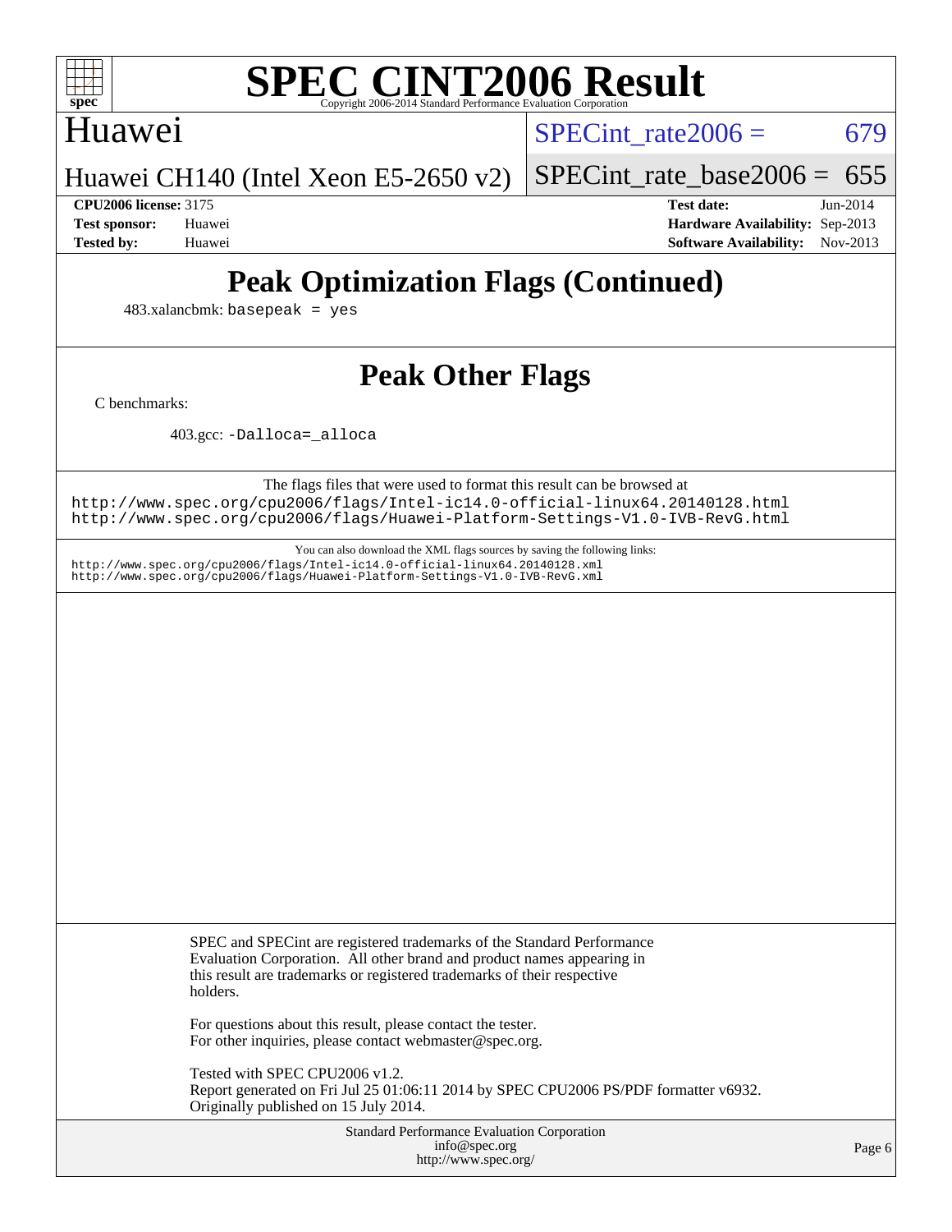## Peak Optimization Flags (Continued)

483.xalancbmk: basepeak = yes

## Peak Other Flags

C benchmarks:

403.gcc: -Dalloca=_alloca

The flags files that were used to format this result can be browsed at
http://www.spec.org/cpu2006/flags/Intel-ic14.0-official-linux64.20140128.html
http://www.spec.org/cpu2006/flags/Huawei-Platform-Settings-V1.0-IVB-RevG.html

You can also download the XML flags sources by saving the following links:
http://www.spec.org/cpu2006/flags/Intel-ic14.0-official-linux64.20140128.xml
http://www.spec.org/cpu2006/flags/Huawei-Platform-Settings-V1.0-IVB-RevG.xml

SPEC and SPECint are registered trademarks of the Standard Performance Evaluation Corporation. All other brand and product names appearing in this result are trademarks or registered trademarks of their respective holders.

For questions about this result, please contact the tester.
For other inquiries, please contact webmaster@spec.org.

Tested with SPEC CPU2006 v1.2.
Report generated on Fri Jul 25 01:06:11 2014 by SPEC CPU2006 PS/PDF formatter v6932.
Originally published on 15 July 2014.